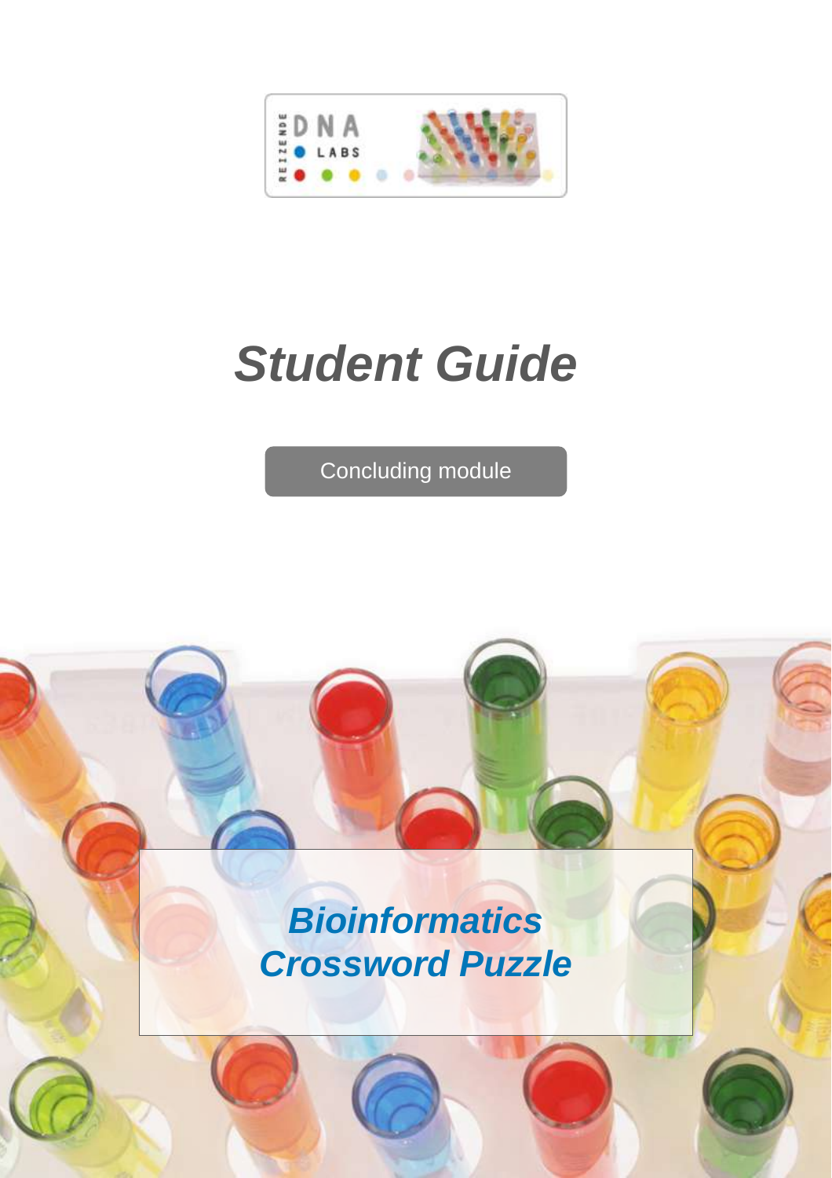# Student Guide

Concluding module

## Bioinformatics Crossword Puzzle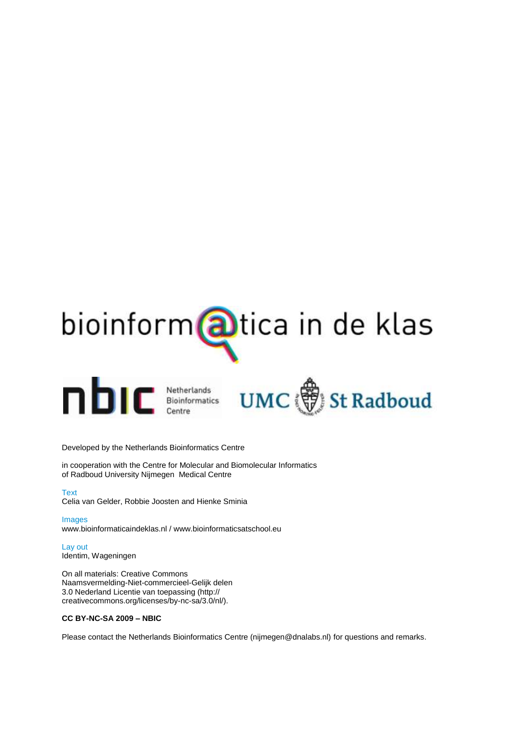bioinform@tica in de klas

nbic Netherlands Bioinformatics Centre

UMC St Radboud

Developed by the Netherlands Bioinformatics Centre

in cooperation with the Centre for Molecular and Biomolecular Informatics of Radboud University Nijmegen Medical Centre

Text
Celia van Gelder, Robbie Joosten and Hienke Sminia

Images
www.bioinformaticaindeklas.nl / www.bioinformaticsatschool.eu

Lay out
Identim, Wageningen

On all materials: Creative Commons Naamsvermelding-Niet-commercieel-Gelijk delen 3.0 Nederland Licentie van toepassing (http://creativecommons.org/licenses/by-nc-sa/3.0/nl/).

**CC BY-NC-SA 2009 – NBIC**

Please contact the Netherlands Bioinformatics Centre (nijmegen@dnalabs.nl) for questions and remarks.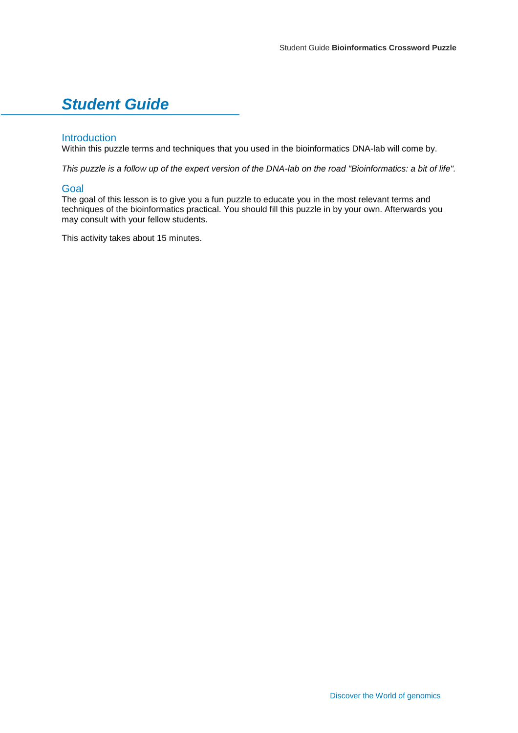# *Student Guide*

## Introduction

Within this puzzle terms and techniques that you used in the bioinformatics DNA-lab will come by.

*This puzzle is a follow up of the expert version of the DNA-lab on the road "Bioinformatics: a bit of life".*

## Goal

The goal of this lesson is to give you a fun puzzle to educate you in the most relevant terms and techniques of the bioinformatics practical. You should fill this puzzle in by your own. Afterwards you may consult with your fellow students.

This activity takes about 15 minutes.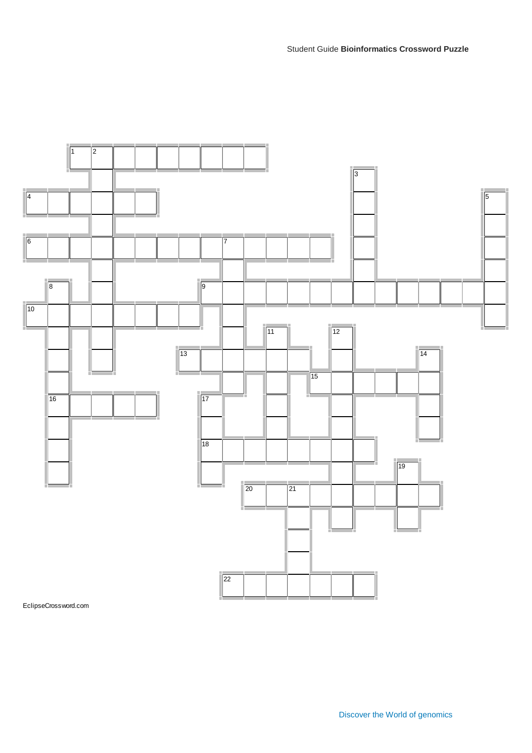Student Guide **Bioinformatics Crossword Puzzle**

1 2 3 4 5 6 7 8 9 10 11 12 13 14 15 16 17 18 19 20 21 22

EclipseCrossword.com

Discover the World of genomics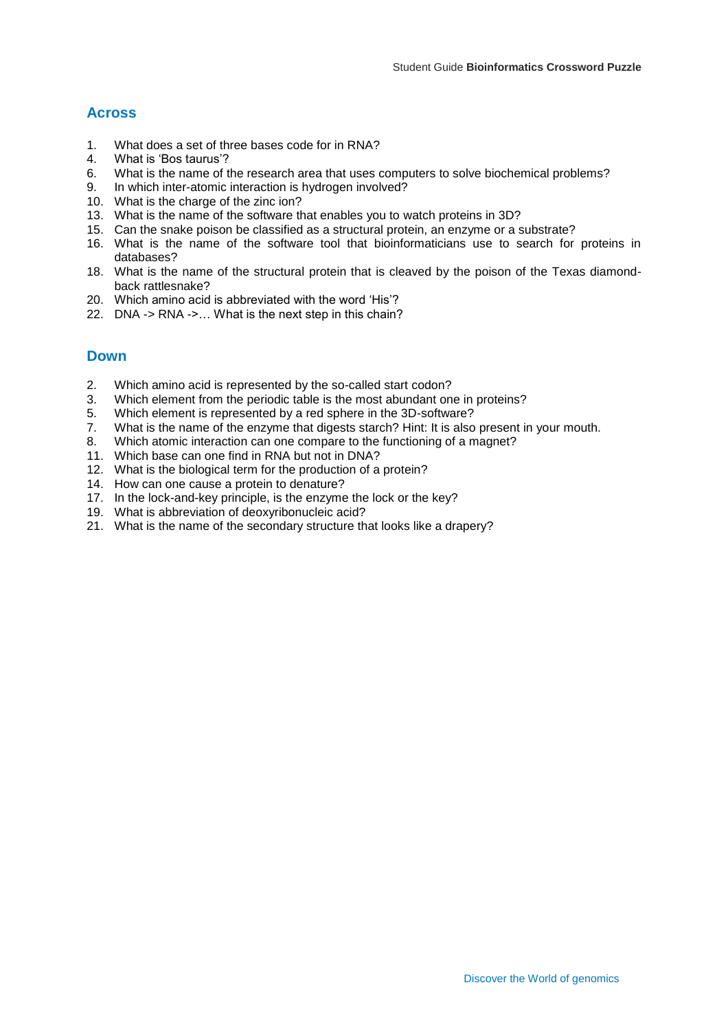## Across

1. What does a set of three bases code for in RNA?
4. What is 'Bos taurus'?
6. What is the name of the research area that uses computers to solve biochemical problems?
9. In which inter-atomic interaction is hydrogen involved?
10. What is the charge of the zinc ion?
13. What is the name of the software that enables you to watch proteins in 3D?
15. Can the snake poison be classified as a structural protein, an enzyme or a substrate?
16. What is the name of the software tool that bioinformaticians use to search for proteins in databases?
18. What is the name of the structural protein that is cleaved by the poison of the Texas diamond-back rattlesnake?
20. Which amino acid is abbreviated with the word 'His'?
22. DNA -> RNA ->… What is the next step in this chain?

## Down

2. Which amino acid is represented by the so-called start codon?
3. Which element from the periodic table is the most abundant one in proteins?
5. Which element is represented by a red sphere in the 3D-software?
7. What is the name of the enzyme that digests starch? Hint: It is also present in your mouth.
8. Which atomic interaction can one compare to the functioning of a magnet?
11. Which base can one find in RNA but not in DNA?
12. What is the biological term for the production of a protein?
14. How can one cause a protein to denature?
17. In the lock-and-key principle, is the enzyme the lock or the key?
19. What is abbreviation of deoxyribonucleic acid?
21. What is the name of the secondary structure that looks like a drapery?